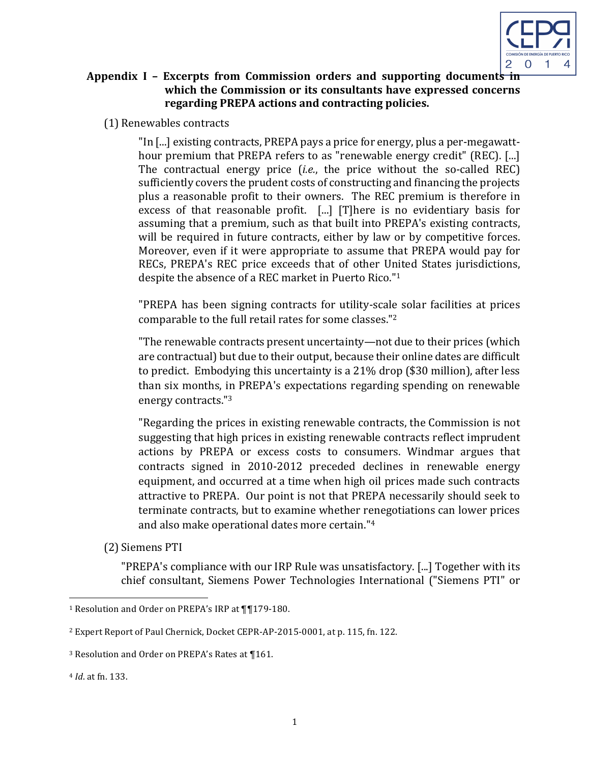**Appendix I – Excerpts from Commission orders and supporting documents in which the Commission or its consultants have expressed concerns regarding PREPA actions and contracting policies.**

(1) Renewables contracts

> "In [...] existing contracts, PREPA pays a price for energy, plus a per-megawatt-hour premium that PREPA refers to as "renewable energy credit" (REC). [...] The contractual energy price (*i.e.*, the price without the so-called REC) sufficiently covers the prudent costs of constructing and financing the projects plus a reasonable profit to their owners. The REC premium is therefore in excess of that reasonable profit. [...] [T]here is no evidentiary basis for assuming that a premium, such as that built into PREPA's existing contracts, will be required in future contracts, either by law or by competitive forces. Moreover, even if it were appropriate to assume that PREPA would pay for RECs, PREPA's REC price exceeds that of other United States jurisdictions, despite the absence of a REC market in Puerto Rico."[1]

> "PREPA has been signing contracts for utility-scale solar facilities at prices comparable to the full retail rates for some classes."[2]

> "The renewable contracts present uncertainty—not due to their prices (which are contractual) but due to their output, because their online dates are difficult to predict. Embodying this uncertainty is a 21% drop ($30 million), after less than six months, in PREPA's expectations regarding spending on renewable energy contracts."[3]

> "Regarding the prices in existing renewable contracts, the Commission is not suggesting that high prices in existing renewable contracts reflect imprudent actions by PREPA or excess costs to consumers. Windmar argues that contracts signed in 2010-2012 preceded declines in renewable energy equipment, and occurred at a time when high oil prices made such contracts attractive to PREPA. Our point is not that PREPA necessarily should seek to terminate contracts, but to examine whether renegotiations can lower prices and also make operational dates more certain."[4]

(2) Siemens PTI

> "PREPA's compliance with our IRP Rule was unsatisfactory. [...] Together with its chief consultant, Siemens Power Technologies International ("Siemens PTI" or

---

[1] Resolution and Order on PREPA's IRP at ¶¶179-180.

[2] Expert Report of Paul Chernick, Docket CEPR-AP-2015-0001, at p. 115, fn. 122.

[3] Resolution and Order on PREPA's Rates at ¶161.

[4] *Id*. at fn. 133.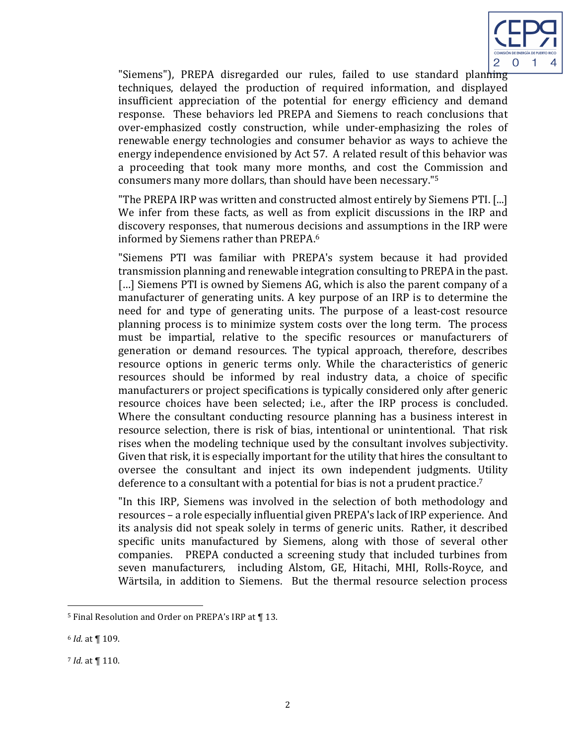"Siemens"), PREPA disregarded our rules, failed to use standard planning techniques, delayed the production of required information, and displayed insufficient appreciation of the potential for energy efficiency and demand response. These behaviors led PREPA and Siemens to reach conclusions that over-emphasized costly construction, while under-emphasizing the roles of renewable energy technologies and consumer behavior as ways to achieve the energy independence envisioned by Act 57. A related result of this behavior was a proceeding that took many more months, and cost the Commission and consumers many more dollars, than should have been necessary."[5]

"The PREPA IRP was written and constructed almost entirely by Siemens PTI. [...] We infer from these facts, as well as from explicit discussions in the IRP and discovery responses, that numerous decisions and assumptions in the IRP were informed by Siemens rather than PREPA.[6]

"Siemens PTI was familiar with PREPA's system because it had provided transmission planning and renewable integration consulting to PREPA in the past. [...] Siemens PTI is owned by Siemens AG, which is also the parent company of a manufacturer of generating units. A key purpose of an IRP is to determine the need for and type of generating units. The purpose of a least-cost resource planning process is to minimize system costs over the long term. The process must be impartial, relative to the specific resources or manufacturers of generation or demand resources. The typical approach, therefore, describes resource options in generic terms only. While the characteristics of generic resources should be informed by real industry data, a choice of specific manufacturers or project specifications is typically considered only after generic resource choices have been selected; i.e., after the IRP process is concluded. Where the consultant conducting resource planning has a business interest in resource selection, there is risk of bias, intentional or unintentional. That risk rises when the modeling technique used by the consultant involves subjectivity. Given that risk, it is especially important for the utility that hires the consultant to oversee the consultant and inject its own independent judgments. Utility deference to a consultant with a potential for bias is not a prudent practice.[7]

"In this IRP, Siemens was involved in the selection of both methodology and resources – a role especially influential given PREPA's lack of IRP experience. And its analysis did not speak solely in terms of generic units. Rather, it described specific units manufactured by Siemens, along with those of several other companies. PREPA conducted a screening study that included turbines from seven manufacturers, including Alstom, GE, Hitachi, MHI, Rolls-Royce, and Wärtsila, in addition to Siemens. But the thermal resource selection process

---

[5] Final Resolution and Order on PREPA's IRP at ¶ 13.

[6] *Id.* at ¶ 109.

[7] *Id.* at ¶ 110.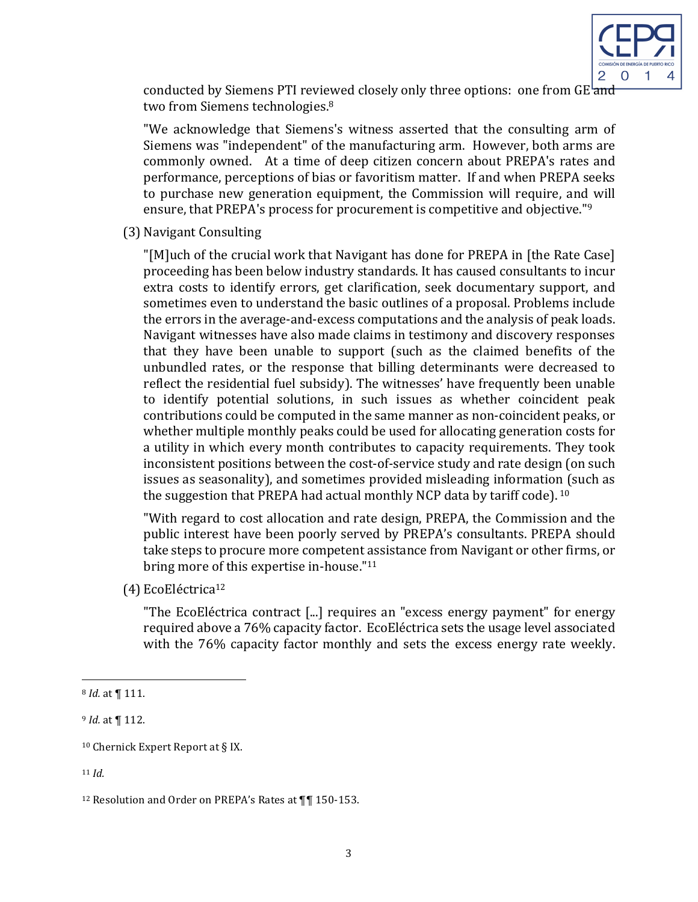conducted by Siemens PTI reviewed closely only three options: one from GE and two from Siemens technologies.[8]

"We acknowledge that Siemens's witness asserted that the consulting arm of Siemens was "independent" of the manufacturing arm. However, both arms are commonly owned. At a time of deep citizen concern about PREPA's rates and performance, perceptions of bias or favoritism matter. If and when PREPA seeks to purchase new generation equipment, the Commission will require, and will ensure, that PREPA's process for procurement is competitive and objective."[9]

(3) Navigant Consulting

"[M]uch of the crucial work that Navigant has done for PREPA in [the Rate Case] proceeding has been below industry standards. It has caused consultants to incur extra costs to identify errors, get clarification, seek documentary support, and sometimes even to understand the basic outlines of a proposal. Problems include the errors in the average-and-excess computations and the analysis of peak loads. Navigant witnesses have also made claims in testimony and discovery responses that they have been unable to support (such as the claimed benefits of the unbundled rates, or the response that billing determinants were decreased to reflect the residential fuel subsidy). The witnesses' have frequently been unable to identify potential solutions, in such issues as whether coincident peak contributions could be computed in the same manner as non-coincident peaks, or whether multiple monthly peaks could be used for allocating generation costs for a utility in which every month contributes to capacity requirements. They took inconsistent positions between the cost-of-service study and rate design (on such issues as seasonality), and sometimes provided misleading information (such as the suggestion that PREPA had actual monthly NCP data by tariff code). [10]

"With regard to cost allocation and rate design, PREPA, the Commission and the public interest have been poorly served by PREPA's consultants. PREPA should take steps to procure more competent assistance from Navigant or other firms, or bring more of this expertise in-house."[11]

(4) EcoEléctrica[12]

"The EcoEléctrica contract [...] requires an "excess energy payment" for energy required above a 76% capacity factor. EcoEléctrica sets the usage level associated with the 76% capacity factor monthly and sets the excess energy rate weekly.

---

[8] *Id.* at ¶ 111.

[9] *Id.* at ¶ 112.

[10] Chernick Expert Report at § IX.

[11] *Id.*

[12] Resolution and Order on PREPA's Rates at ¶¶ 150-153.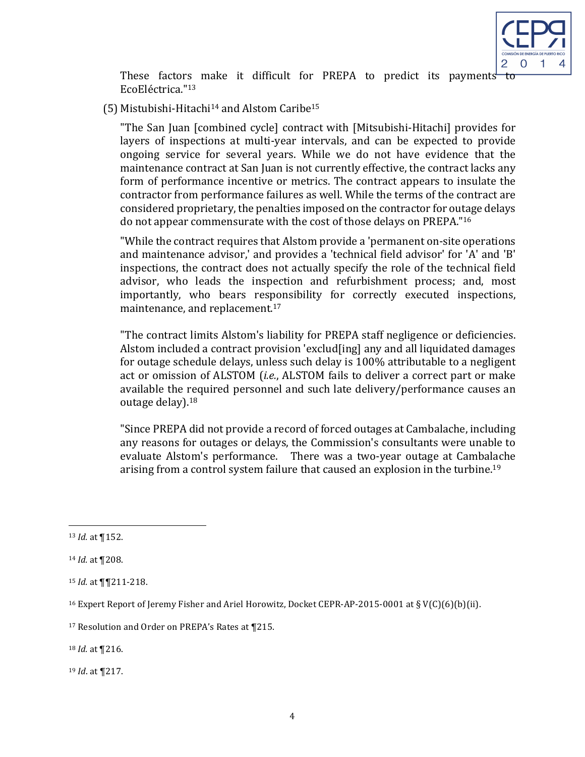These factors make it difficult for PREPA to predict its payments to EcoEléctrica."[13]

(5) Mistubishi-Hitachi[14] and Alstom Caribe[15]

"The San Juan [combined cycle] contract with [Mitsubishi-Hitachi] provides for layers of inspections at multi-year intervals, and can be expected to provide ongoing service for several years. While we do not have evidence that the maintenance contract at San Juan is not currently effective, the contract lacks any form of performance incentive or metrics. The contract appears to insulate the contractor from performance failures as well. While the terms of the contract are considered proprietary, the penalties imposed on the contractor for outage delays do not appear commensurate with the cost of those delays on PREPA."[16]

"While the contract requires that Alstom provide a 'permanent on-site operations and maintenance advisor,' and provides a 'technical field advisor' for 'A' and 'B' inspections, the contract does not actually specify the role of the technical field advisor, who leads the inspection and refurbishment process; and, most importantly, who bears responsibility for correctly executed inspections, maintenance, and replacement.[17]

"The contract limits Alstom's liability for PREPA staff negligence or deficiencies. Alstom included a contract provision 'exclud[ing] any and all liquidated damages for outage schedule delays, unless such delay is 100% attributable to a negligent act or omission of ALSTOM (*i.e.*, ALSTOM fails to deliver a correct part or make available the required personnel and such late delivery/performance causes an outage delay).[18]

"Since PREPA did not provide a record of forced outages at Cambalache, including any reasons for outages or delays, the Commission's consultants were unable to evaluate Alstom's performance. There was a two-year outage at Cambalache arising from a control system failure that caused an explosion in the turbine.[19]

---

[13] *Id.* at ¶152.

[14] *Id.* at ¶208.

[15] *Id.* at ¶¶211-218.

[16] Expert Report of Jeremy Fisher and Ariel Horowitz, Docket CEPR-AP-2015-0001 at § V(C)(6)(b)(ii).

[17] Resolution and Order on PREPA's Rates at ¶215.

[18] *Id.* at ¶216.

[19] *Id*. at ¶217.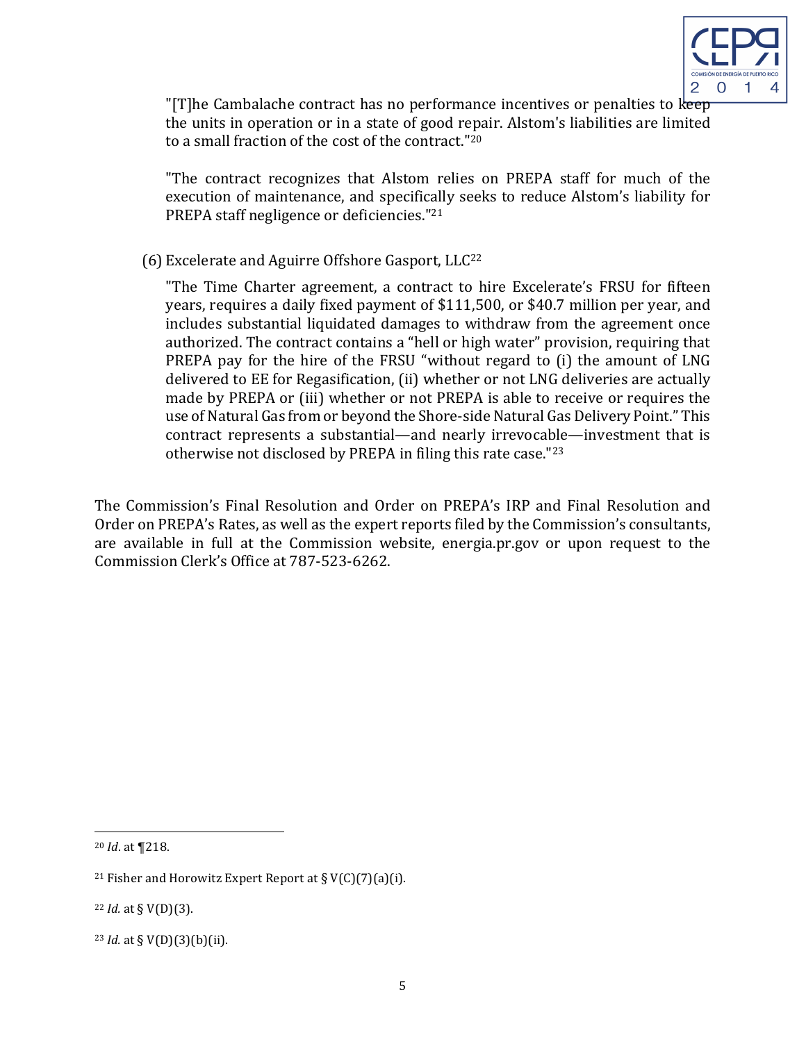"[T]he Cambalache contract has no performance incentives or penalties to keep the units in operation or in a state of good repair. Alstom's liabilities are limited to a small fraction of the cost of the contract."[20]

"The contract recognizes that Alstom relies on PREPA staff for much of the execution of maintenance, and specifically seeks to reduce Alstom's liability for PREPA staff negligence or deficiencies."[21]

(6) Excelerate and Aguirre Offshore Gasport, LLC[22]

"The Time Charter agreement, a contract to hire Excelerate's FRSU for fifteen years, requires a daily fixed payment of $111,500, or $40.7 million per year, and includes substantial liquidated damages to withdraw from the agreement once authorized. The contract contains a "hell or high water" provision, requiring that PREPA pay for the hire of the FRSU "without regard to (i) the amount of LNG delivered to EE for Regasification, (ii) whether or not LNG deliveries are actually made by PREPA or (iii) whether or not PREPA is able to receive or requires the use of Natural Gas from or beyond the Shore-side Natural Gas Delivery Point." This contract represents a substantial—and nearly irrevocable—investment that is otherwise not disclosed by PREPA in filing this rate case."[23]

The Commission's Final Resolution and Order on PREPA's IRP and Final Resolution and Order on PREPA's Rates, as well as the expert reports filed by the Commission's consultants, are available in full at the Commission website, energia.pr.gov or upon request to the Commission Clerk's Office at 787-523-6262.

---

[20] *Id*. at ¶218.

[21] Fisher and Horowitz Expert Report at § V(C)(7)(a)(i).

[22] *Id.* at § V(D)(3).

[23] *Id.* at § V(D)(3)(b)(ii).